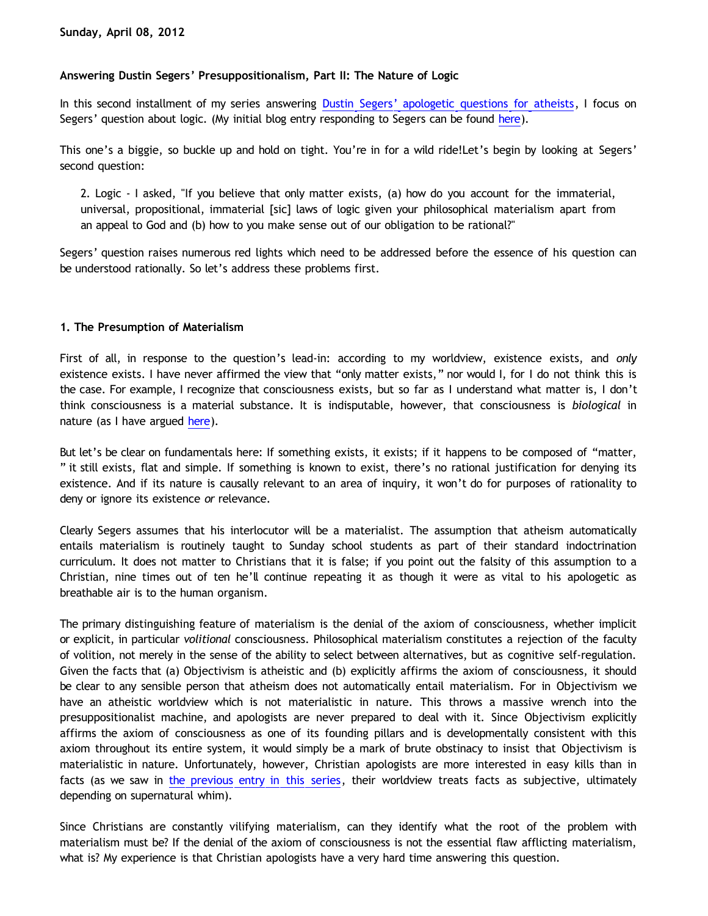**Sunday, April 08, 2012**

**Answering Dustin Segers' Presuppositionalism, Part II: The Nature of Logic**

In this second installment of my series answering Dustin Segers' apologetic questions for atheists, I focus on Segers' question about logic. (My initial blog entry responding to Segers can be found here).

This one's a biggie, so buckle up and hold on tight. You're in for a wild ride!Let's begin by looking at Segers' second question:

> 2. Logic - I asked, "If you believe that only matter exists, (a) how do you account for the immaterial, universal, propositional, immaterial [sic] laws of logic given your philosophical materialism apart from an appeal to God and (b) how to you make sense out of our obligation to be rational?"

Segers' question raises numerous red lights which need to be addressed before the essence of his question can be understood rationally. So let's address these problems first.

**1. The Presumption of Materialism**

First of all, in response to the question's lead-in: according to my worldview, existence exists, and *only* existence exists. I have never affirmed the view that "only matter exists," nor would I, for I do not think this is the case. For example, I recognize that consciousness exists, but so far as I understand what matter is, I don't think consciousness is a material substance. It is indisputable, however, that consciousness is *biological* in nature (as I have argued here).

But let's be clear on fundamentals here: If something exists, it exists; if it happens to be composed of "matter, " it still exists, flat and simple. If something is known to exist, there's no rational justification for denying its existence. And if its nature is causally relevant to an area of inquiry, it won't do for purposes of rationality to deny or ignore its existence *or* relevance.

Clearly Segers assumes that his interlocutor will be a materialist. The assumption that atheism automatically entails materialism is routinely taught to Sunday school students as part of their standard indoctrination curriculum. It does not matter to Christians that it is false; if you point out the falsity of this assumption to a Christian, nine times out of ten he'll continue repeating it as though it were as vital to his apologetic as breathable air is to the human organism.

The primary distinguishing feature of materialism is the denial of the axiom of consciousness, whether implicit or explicit, in particular *volitional* consciousness. Philosophical materialism constitutes a rejection of the faculty of volition, not merely in the sense of the ability to select between alternatives, but as cognitive self-regulation. Given the facts that (a) Objectivism is atheistic and (b) explicitly affirms the axiom of consciousness, it should be clear to any sensible person that atheism does not automatically entail materialism. For in Objectivism we have an atheistic worldview which is not materialistic in nature. This throws a massive wrench into the presuppositionalist machine, and apologists are never prepared to deal with it. Since Objectivism explicitly affirms the axiom of consciousness as one of its founding pillars and is developmentally consistent with this axiom throughout its entire system, it would simply be a mark of brute obstinacy to insist that Objectivism is materialistic in nature. Unfortunately, however, Christian apologists are more interested in easy kills than in facts (as we saw in the previous entry in this series, their worldview treats facts as subjective, ultimately depending on supernatural whim).

Since Christians are constantly vilifying materialism, can they identify what the root of the problem with materialism must be? If the denial of the axiom of consciousness is not the essential flaw afflicting materialism, what is? My experience is that Christian apologists have a very hard time answering this question.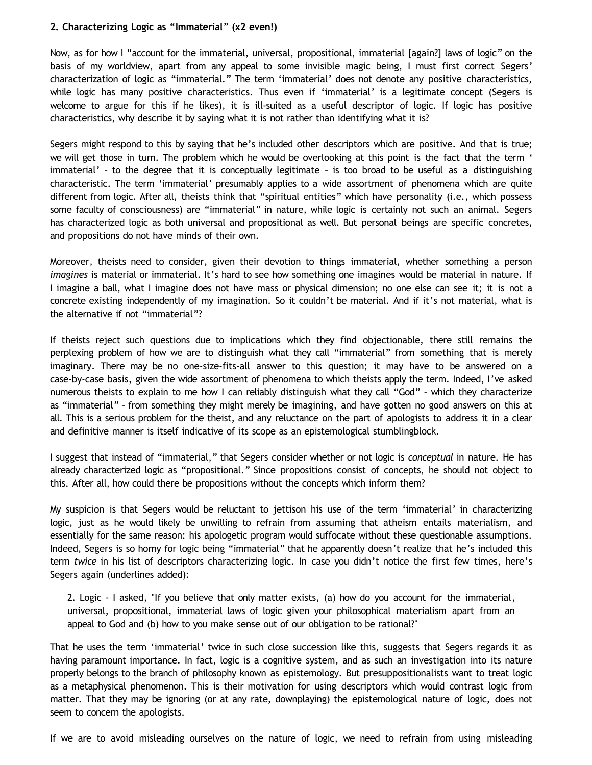**2. Characterizing Logic as "Immaterial" (x2 even!)**

Now, as for how I "account for the immaterial, universal, propositional, immaterial [again?] laws of logic" on the basis of my worldview, apart from any appeal to some invisible magic being, I must first correct Segers' characterization of logic as "immaterial." The term 'immaterial' does not denote any positive characteristics, while logic has many positive characteristics. Thus even if 'immaterial' is a legitimate concept (Segers is welcome to argue for this if he likes), it is ill-suited as a useful descriptor of logic. If logic has positive characteristics, why describe it by saying what it is not rather than identifying what it is?

Segers might respond to this by saying that he's included other descriptors which are positive. And that is true; we will get those in turn. The problem which he would be overlooking at this point is the fact that the term ' immaterial' – to the degree that it is conceptually legitimate – is too broad to be useful as a distinguishing characteristic. The term 'immaterial' presumably applies to a wide assortment of phenomena which are quite different from logic. After all, theists think that "spiritual entities" which have personality (i.e., which possess some faculty of consciousness) are "immaterial" in nature, while logic is certainly not such an animal. Segers has characterized logic as both universal and propositional as well. But personal beings are specific concretes, and propositions do not have minds of their own.

Moreover, theists need to consider, given their devotion to things immaterial, whether something a person *imagines* is material or immaterial. It's hard to see how something one imagines would be material in nature. If I imagine a ball, what I imagine does not have mass or physical dimension; no one else can see it; it is not a concrete existing independently of my imagination. So it couldn't be material. And if it's not material, what is the alternative if not "immaterial"?

If theists reject such questions due to implications which they find objectionable, there still remains the perplexing problem of how we are to distinguish what they call "immaterial" from something that is merely imaginary. There may be no one-size-fits-all answer to this question; it may have to be answered on a case-by-case basis, given the wide assortment of phenomena to which theists apply the term. Indeed, I've asked numerous theists to explain to me how I can reliably distinguish what they call "God" – which they characterize as "immaterial" – from something they might merely be imagining, and have gotten no good answers on this at all. This is a serious problem for the theist, and any reluctance on the part of apologists to address it in a clear and definitive manner is itself indicative of its scope as an epistemological stumblingblock.

I suggest that instead of "immaterial," that Segers consider whether or not logic is *conceptual* in nature. He has already characterized logic as "propositional." Since propositions consist of concepts, he should not object to this. After all, how could there be propositions without the concepts which inform them?

My suspicion is that Segers would be reluctant to jettison his use of the term 'immaterial' in characterizing logic, just as he would likely be unwilling to refrain from assuming that atheism entails materialism, and essentially for the same reason: his apologetic program would suffocate without these questionable assumptions. Indeed, Segers is so horny for logic being "immaterial" that he apparently doesn't realize that he's included this term *twice* in his list of descriptors characterizing logic. In case you didn't notice the first few times, here's Segers again (underlines added):

> 2. Logic - I asked, "If you believe that only matter exists, (a) how do you account for the immaterial, universal, propositional, immaterial laws of logic given your philosophical materialism apart from an appeal to God and (b) how to you make sense out of our obligation to be rational?"

That he uses the term 'immaterial' twice in such close succession like this, suggests that Segers regards it as having paramount importance. In fact, logic is a cognitive system, and as such an investigation into its nature properly belongs to the branch of philosophy known as epistemology. But presuppositionalists want to treat logic as a metaphysical phenomenon. This is their motivation for using descriptors which would contrast logic from matter. That they may be ignoring (or at any rate, downplaying) the epistemological nature of logic, does not seem to concern the apologists.

If we are to avoid misleading ourselves on the nature of logic, we need to refrain from using misleading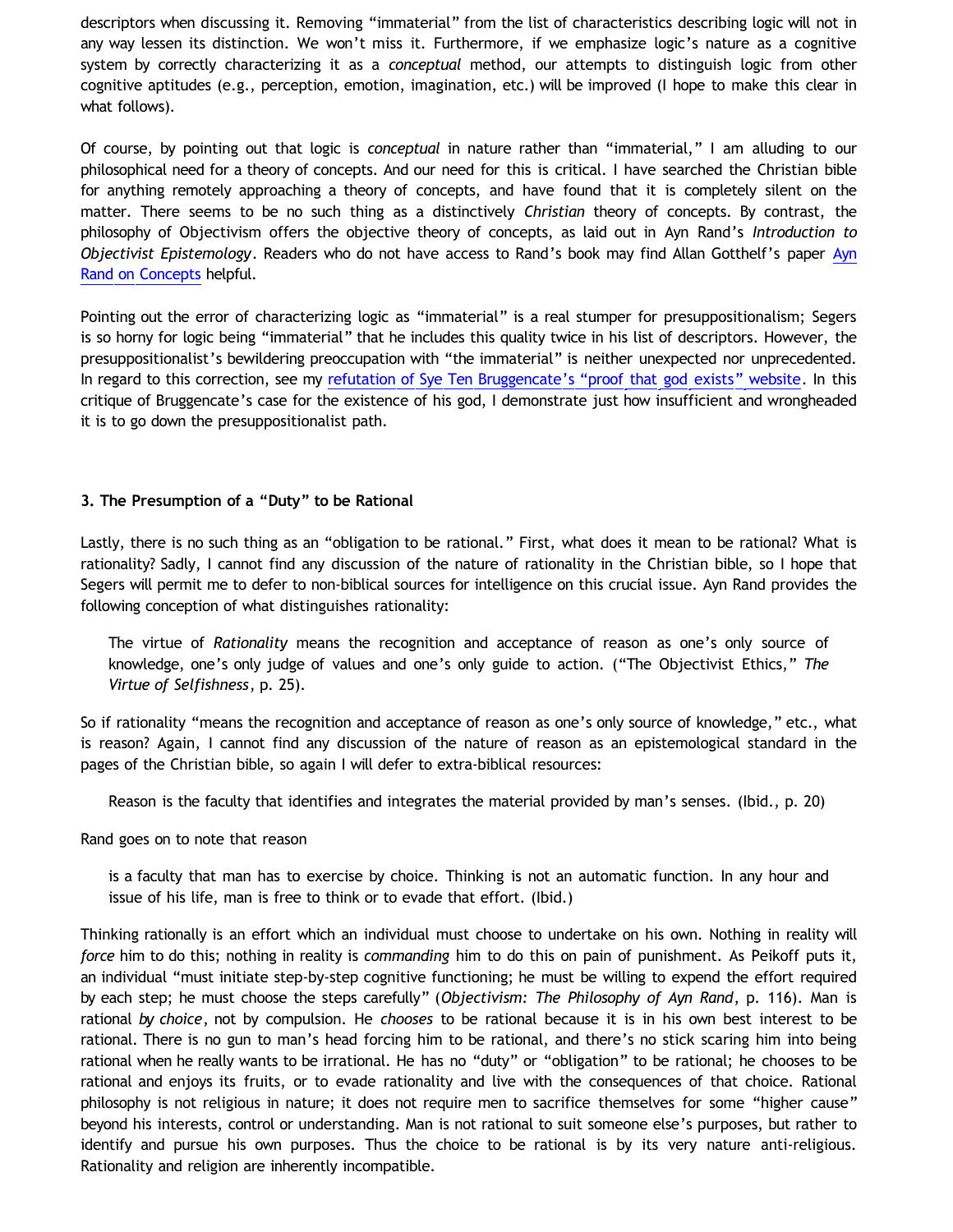descriptors when discussing it. Removing "immaterial" from the list of characteristics describing logic will not in any way lessen its distinction. We won't miss it. Furthermore, if we emphasize logic's nature as a cognitive system by correctly characterizing it as a *conceptual* method, our attempts to distinguish logic from other cognitive aptitudes (e.g., perception, emotion, imagination, etc.) will be improved (I hope to make this clear in what follows).

Of course, by pointing out that logic is *conceptual* in nature rather than "immaterial," I am alluding to our philosophical need for a theory of concepts. And our need for this is critical. I have searched the Christian bible for anything remotely approaching a theory of concepts, and have found that it is completely silent on the matter. There seems to be no such thing as a distinctively *Christian* theory of concepts. By contrast, the philosophy of Objectivism offers the objective theory of concepts, as laid out in Ayn Rand's *Introduction to Objectivist Epistemology*. Readers who do not have access to Rand's book may find Allan Gotthelf's paper Ayn Rand on Concepts helpful.

Pointing out the error of characterizing logic as "immaterial" is a real stumper for presuppositionalism; Segers is so horny for logic being "immaterial" that he includes this quality twice in his list of descriptors. However, the presuppositionalist's bewildering preoccupation with "the immaterial" is neither unexpected nor unprecedented. In regard to this correction, see my refutation of Sye Ten Bruggencate's "proof that god exists" website. In this critique of Bruggencate's case for the existence of his god, I demonstrate just how insufficient and wrongheaded it is to go down the presuppositionalist path.

### 3. The Presumption of a "Duty" to be Rational

Lastly, there is no such thing as an "obligation to be rational." First, what does it mean to be rational? What is rationality? Sadly, I cannot find any discussion of the nature of rationality in the Christian bible, so I hope that Segers will permit me to defer to non-biblical sources for intelligence on this crucial issue. Ayn Rand provides the following conception of what distinguishes rationality:

> The virtue of *Rationality* means the recognition and acceptance of reason as one's only source of knowledge, one's only judge of values and one's only guide to action. ("The Objectivist Ethics," *The Virtue of Selfishness*, p. 25).

So if rationality "means the recognition and acceptance of reason as one's only source of knowledge," etc., what is reason? Again, I cannot find any discussion of the nature of reason as an epistemological standard in the pages of the Christian bible, so again I will defer to extra-biblical resources:

> Reason is the faculty that identifies and integrates the material provided by man's senses. (Ibid., p. 20)

Rand goes on to note that reason

> is a faculty that man has to exercise by choice. Thinking is not an automatic function. In any hour and issue of his life, man is free to think or to evade that effort. (Ibid.)

Thinking rationally is an effort which an individual must choose to undertake on his own. Nothing in reality will *force* him to do this; nothing in reality is *commanding* him to do this on pain of punishment. As Peikoff puts it, an individual "must initiate step-by-step cognitive functioning; he must be willing to expend the effort required by each step; he must choose the steps carefully" (*Objectivism: The Philosophy of Ayn Rand*, p. 116). Man is rational *by choice*, not by compulsion. He *chooses* to be rational because it is in his own best interest to be rational. There is no gun to man's head forcing him to be rational, and there's no stick scaring him into being rational when he really wants to be irrational. He has no "duty" or "obligation" to be rational; he chooses to be rational and enjoys its fruits, or to evade rationality and live with the consequences of that choice. Rational philosophy is not religious in nature; it does not require men to sacrifice themselves for some "higher cause" beyond his interests, control or understanding. Man is not rational to suit someone else's purposes, but rather to identify and pursue his own purposes. Thus the choice to be rational is by its very nature anti-religious. Rationality and religion are inherently incompatible.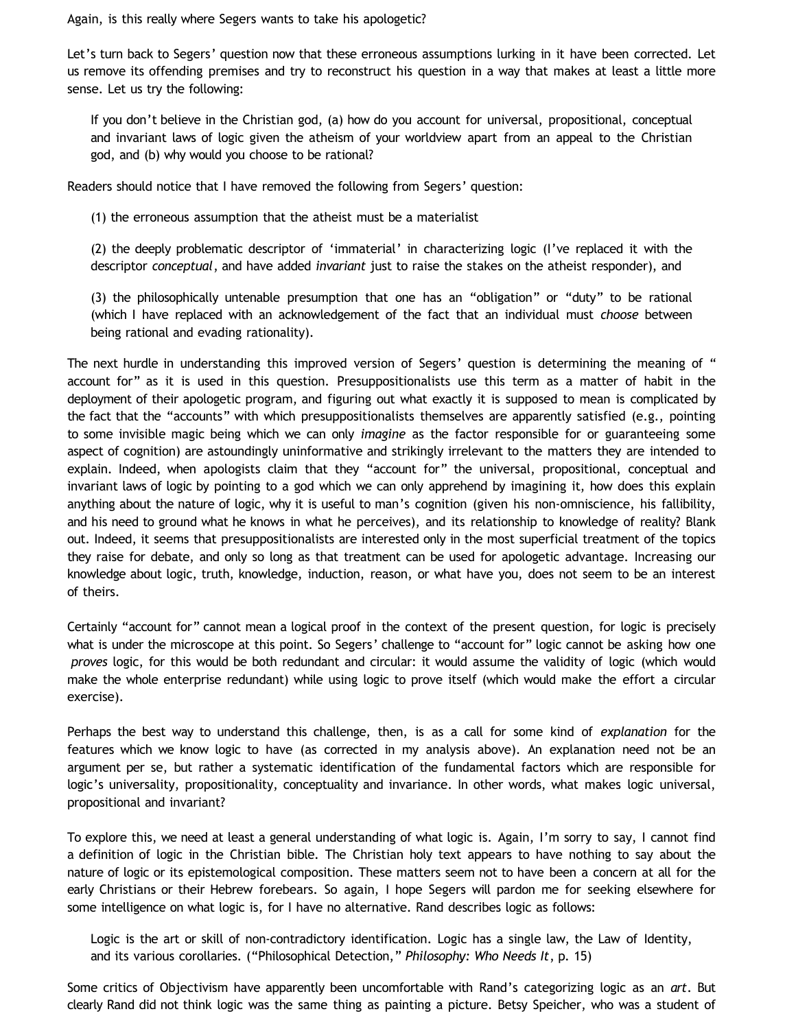Again, is this really where Segers wants to take his apologetic?

Let's turn back to Segers' question now that these erroneous assumptions lurking in it have been corrected. Let us remove its offending premises and try to reconstruct his question in a way that makes at least a little more sense. Let us try the following:

> If you don't believe in the Christian god, (a) how do you account for universal, propositional, conceptual and invariant laws of logic given the atheism of your worldview apart from an appeal to the Christian god, and (b) why would you choose to be rational?

Readers should notice that I have removed the following from Segers' question:

> (1) the erroneous assumption that the atheist must be a materialist
>
> (2) the deeply problematic descriptor of 'immaterial' in characterizing logic (I've replaced it with the descriptor *conceptual*, and have added *invariant* just to raise the stakes on the atheist responder), and
>
> (3) the philosophically untenable presumption that one has an "obligation" or "duty" to be rational (which I have replaced with an acknowledgement of the fact that an individual must *choose* between being rational and evading rationality).

The next hurdle in understanding this improved version of Segers' question is determining the meaning of " account for" as it is used in this question. Presuppositionalists use this term as a matter of habit in the deployment of their apologetic program, and figuring out what exactly it is supposed to mean is complicated by the fact that the "accounts" with which presuppositionalists themselves are apparently satisfied (e.g., pointing to some invisible magic being which we can only *imagine* as the factor responsible for or guaranteeing some aspect of cognition) are astoundingly uninformative and strikingly irrelevant to the matters they are intended to explain. Indeed, when apologists claim that they "account for" the universal, propositional, conceptual and invariant laws of logic by pointing to a god which we can only apprehend by imagining it, how does this explain anything about the nature of logic, why it is useful to man's cognition (given his non-omniscience, his fallibility, and his need to ground what he knows in what he perceives), and its relationship to knowledge of reality? Blank out. Indeed, it seems that presuppositionalists are interested only in the most superficial treatment of the topics they raise for debate, and only so long as that treatment can be used for apologetic advantage. Increasing our knowledge about logic, truth, knowledge, induction, reason, or what have you, does not seem to be an interest of theirs.

Certainly "account for" cannot mean a logical proof in the context of the present question, for logic is precisely what is under the microscope at this point. So Segers' challenge to "account for" logic cannot be asking how one *proves* logic, for this would be both redundant and circular: it would assume the validity of logic (which would make the whole enterprise redundant) while using logic to prove itself (which would make the effort a circular exercise).

Perhaps the best way to understand this challenge, then, is as a call for some kind of *explanation* for the features which we know logic to have (as corrected in my analysis above). An explanation need not be an argument per se, but rather a systematic identification of the fundamental factors which are responsible for logic's universality, propositionality, conceptuality and invariance. In other words, what makes logic universal, propositional and invariant?

To explore this, we need at least a general understanding of what logic is. Again, I'm sorry to say, I cannot find a definition of logic in the Christian bible. The Christian holy text appears to have nothing to say about the nature of logic or its epistemological composition. These matters seem not to have been a concern at all for the early Christians or their Hebrew forebears. So again, I hope Segers will pardon me for seeking elsewhere for some intelligence on what logic is, for I have no alternative. Rand describes logic as follows:

> Logic is the art or skill of non-contradictory identification. Logic has a single law, the Law of Identity, and its various corollaries. ("Philosophical Detection," *Philosophy: Who Needs It*, p. 15)

Some critics of Objectivism have apparently been uncomfortable with Rand's categorizing logic as an *art*. But clearly Rand did not think logic was the same thing as painting a picture. Betsy Speicher, who was a student of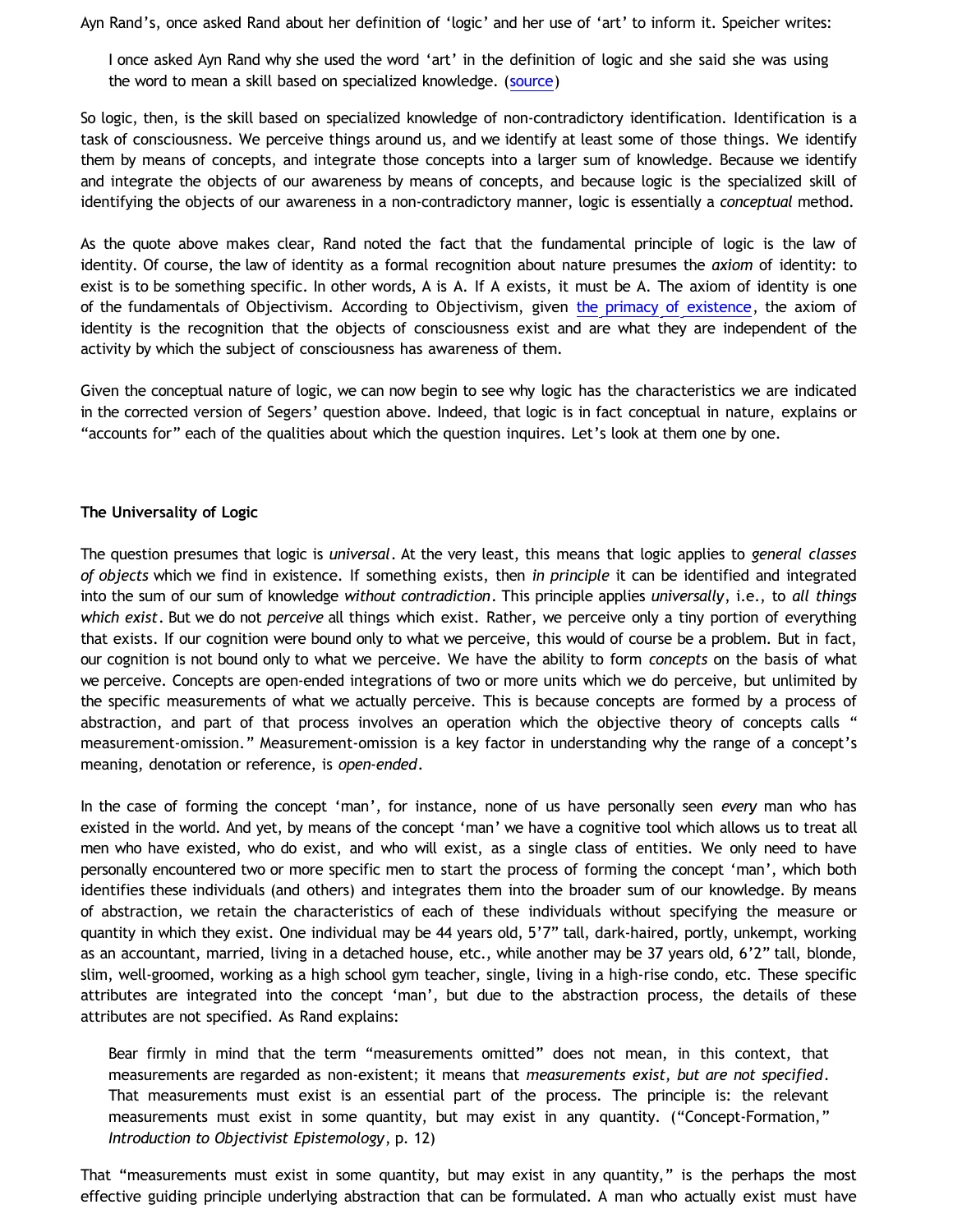Ayn Rand's, once asked Rand about her definition of 'logic' and her use of 'art' to inform it. Speicher writes:

> I once asked Ayn Rand why she used the word 'art' in the definition of logic and she said she was using the word to mean a skill based on specialized knowledge. ([source](#))

So logic, then, is the skill based on specialized knowledge of non-contradictory identification. Identification is a task of consciousness. We perceive things around us, and we identify at least some of those things. We identify them by means of concepts, and integrate those concepts into a larger sum of knowledge. Because we identify and integrate the objects of our awareness by means of concepts, and because logic is the specialized skill of identifying the objects of our awareness in a non-contradictory manner, logic is essentially a *conceptual* method.

As the quote above makes clear, Rand noted the fact that the fundamental principle of logic is the law of identity. Of course, the law of identity as a formal recognition about nature presumes the *axiom* of identity: to exist is to be something specific. In other words, A is A. If A exists, it must be A. The axiom of identity is one of the fundamentals of Objectivism. According to Objectivism, given [the primacy of existence](#), the axiom of identity is the recognition that the objects of consciousness exist and are what they are independent of the activity by which the subject of consciousness has awareness of them.

Given the conceptual nature of logic, we can now begin to see why logic has the characteristics we are indicated in the corrected version of Segers' question above. Indeed, that logic is in fact conceptual in nature, explains or "accounts for" each of the qualities about which the question inquires. Let's look at them one by one.

**The Universality of Logic**

The question presumes that logic is *universal*. At the very least, this means that logic applies to *general classes of objects* which we find in existence. If something exists, then *in principle* it can be identified and integrated into the sum of our sum of knowledge *without contradiction*. This principle applies *universally*, i.e., to *all things which exist*. But we do not *perceive* all things which exist. Rather, we perceive only a tiny portion of everything that exists. If our cognition were bound only to what we perceive, this would of course be a problem. But in fact, our cognition is not bound only to what we perceive. We have the ability to form *concepts* on the basis of what we perceive. Concepts are open-ended integrations of two or more units which we do perceive, but unlimited by the specific measurements of what we actually perceive. This is because concepts are formed by a process of abstraction, and part of that process involves an operation which the objective theory of concepts calls " measurement-omission." Measurement-omission is a key factor in understanding why the range of a concept's meaning, denotation or reference, is *open-ended*.

In the case of forming the concept 'man', for instance, none of us have personally seen *every* man who has existed in the world. And yet, by means of the concept 'man' we have a cognitive tool which allows us to treat all men who have existed, who do exist, and who will exist, as a single class of entities. We only need to have personally encountered two or more specific men to start the process of forming the concept 'man', which both identifies these individuals (and others) and integrates them into the broader sum of our knowledge. By means of abstraction, we retain the characteristics of each of these individuals without specifying the measure or quantity in which they exist. One individual may be 44 years old, 5'7" tall, dark-haired, portly, unkempt, working as an accountant, married, living in a detached house, etc., while another may be 37 years old, 6'2" tall, blonde, slim, well-groomed, working as a high school gym teacher, single, living in a high-rise condo, etc. These specific attributes are integrated into the concept 'man', but due to the abstraction process, the details of these attributes are not specified. As Rand explains:

> Bear firmly in mind that the term "measurements omitted" does not mean, in this context, that measurements are regarded as non-existent; it means that *measurements exist, but are not specified*. That measurements must exist is an essential part of the process. The principle is: the relevant measurements must exist in some quantity, but may exist in any quantity. ("Concept-Formation," *Introduction to Objectivist Epistemology*, p. 12)

That "measurements must exist in some quantity, but may exist in any quantity," is the perhaps the most effective guiding principle underlying abstraction that can be formulated. A man who actually exist must have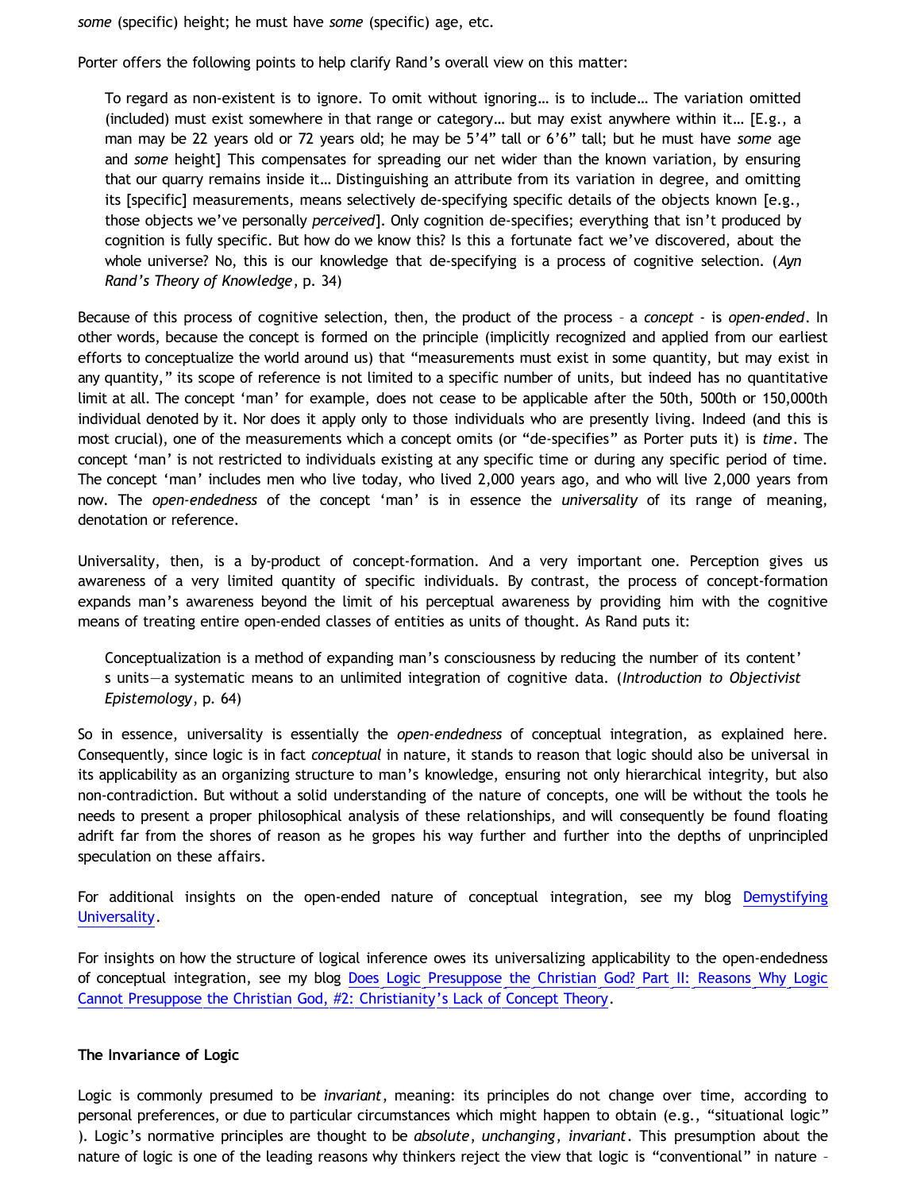*some* (specific) height; he must have *some* (specific) age, etc.

Porter offers the following points to help clarify Rand's overall view on this matter:

> To regard as non-existent is to ignore. To omit without ignoring… is to include… The variation omitted (included) must exist somewhere in that range or category… but may exist anywhere within it… [E.g., a man may be 22 years old or 72 years old; he may be 5'4" tall or 6'6" tall; but he must have *some* age and *some* height] This compensates for spreading our net wider than the known variation, by ensuring that our quarry remains inside it… Distinguishing an attribute from its variation in degree, and omitting its [specific] measurements, means selectively de-specifying specific details of the objects known [e.g., those objects we've personally *perceived*]. Only cognition de-specifies; everything that isn't produced by cognition is fully specific. But how do we know this? Is this a fortunate fact we've discovered, about the whole universe? No, this is our knowledge that de-specifying is a process of cognitive selection. (*Ayn Rand's Theory of Knowledge*, p. 34)

Because of this process of cognitive selection, then, the product of the process – a *concept* - is *open-ended*. In other words, because the concept is formed on the principle (implicitly recognized and applied from our earliest efforts to conceptualize the world around us) that "measurements must exist in some quantity, but may exist in any quantity," its scope of reference is not limited to a specific number of units, but indeed has no quantitative limit at all. The concept 'man' for example, does not cease to be applicable after the 50th, 500th or 150,000th individual denoted by it. Nor does it apply only to those individuals who are presently living. Indeed (and this is most crucial), one of the measurements which a concept omits (or "de-specifies" as Porter puts it) is *time*. The concept 'man' is not restricted to individuals existing at any specific time or during any specific period of time. The concept 'man' includes men who live today, who lived 2,000 years ago, and who will live 2,000 years from now. The *open-endedness* of the concept 'man' is in essence the *universality* of its range of meaning, denotation or reference.

Universality, then, is a by-product of concept-formation. And a very important one. Perception gives us awareness of a very limited quantity of specific individuals. By contrast, the process of concept-formation expands man's awareness beyond the limit of his perceptual awareness by providing him with the cognitive means of treating entire open-ended classes of entities as units of thought. As Rand puts it:

> Conceptualization is a method of expanding man's consciousness by reducing the number of its content's units—a systematic means to an unlimited integration of cognitive data. (*Introduction to Objectivist Epistemology*, p. 64)

So in essence, universality is essentially the *open-endedness* of conceptual integration, as explained here. Consequently, since logic is in fact *conceptual* in nature, it stands to reason that logic should also be universal in its applicability as an organizing structure to man's knowledge, ensuring not only hierarchical integrity, but also non-contradiction. But without a solid understanding of the nature of concepts, one will be without the tools he needs to present a proper philosophical analysis of these relationships, and will consequently be found floating adrift far from the shores of reason as he gropes his way further and further into the depths of unprincipled speculation on these affairs.

For additional insights on the open-ended nature of conceptual integration, see my blog Demystifying Universality.

For insights on how the structure of logical inference owes its universalizing applicability to the open-endedness of conceptual integration, see my blog Does Logic Presuppose the Christian God? Part II: Reasons Why Logic Cannot Presuppose the Christian God, #2: Christianity's Lack of Concept Theory.

**The Invariance of Logic**

Logic is commonly presumed to be *invariant*, meaning: its principles do not change over time, according to personal preferences, or due to particular circumstances which might happen to obtain (e.g., "situational logic"). Logic's normative principles are thought to be *absolute*, *unchanging*, *invariant*. This presumption about the nature of logic is one of the leading reasons why thinkers reject the view that logic is "conventional" in nature –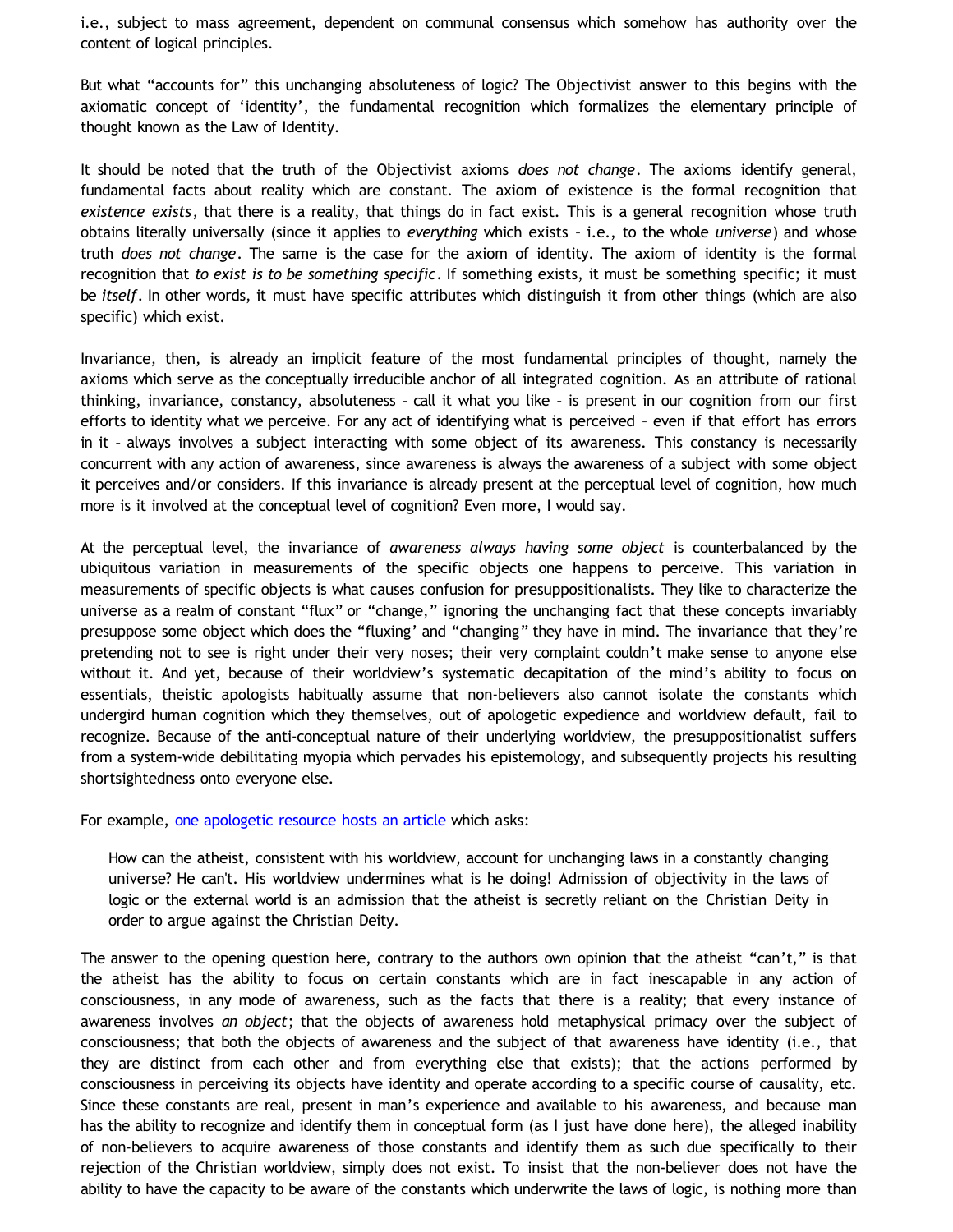i.e., subject to mass agreement, dependent on communal consensus which somehow has authority over the content of logical principles.

But what "accounts for" this unchanging absoluteness of logic? The Objectivist answer to this begins with the axiomatic concept of 'identity', the fundamental recognition which formalizes the elementary principle of thought known as the Law of Identity.

It should be noted that the truth of the Objectivist axioms *does not change*. The axioms identify general, fundamental facts about reality which are constant. The axiom of existence is the formal recognition that *existence exists*, that there is a reality, that things do in fact exist. This is a general recognition whose truth obtains literally universally (since it applies to *everything* which exists – i.e., to the whole *universe*) and whose truth *does not change*. The same is the case for the axiom of identity. The axiom of identity is the formal recognition that *to exist is to be something specific*. If something exists, it must be something specific; it must be *itself*. In other words, it must have specific attributes which distinguish it from other things (which are also specific) which exist.

Invariance, then, is already an implicit feature of the most fundamental principles of thought, namely the axioms which serve as the conceptually irreducible anchor of all integrated cognition. As an attribute of rational thinking, invariance, constancy, absoluteness – call it what you like – is present in our cognition from our first efforts to identity what we perceive. For any act of identifying what is perceived – even if that effort has errors in it – always involves a subject interacting with some object of its awareness. This constancy is necessarily concurrent with any action of awareness, since awareness is always the awareness of a subject with some object it perceives and/or considers. If this invariance is already present at the perceptual level of cognition, how much more is it involved at the conceptual level of cognition? Even more, I would say.

At the perceptual level, the invariance of *awareness always having some object* is counterbalanced by the ubiquitous variation in measurements of the specific objects one happens to perceive. This variation in measurements of specific objects is what causes confusion for presuppositionalists. They like to characterize the universe as a realm of constant "flux" or "change," ignoring the unchanging fact that these concepts invariably presuppose some object which does the "fluxing' and "changing" they have in mind. The invariance that they're pretending not to see is right under their very noses; their very complaint couldn't make sense to anyone else without it. And yet, because of their worldview's systematic decapitation of the mind's ability to focus on essentials, theistic apologists habitually assume that non-believers also cannot isolate the constants which undergird human cognition which they themselves, out of apologetic expedience and worldview default, fail to recognize. Because of the anti-conceptual nature of their underlying worldview, the presuppositionalist suffers from a system-wide debilitating myopia which pervades his epistemology, and subsequently projects his resulting shortsightedness onto everyone else.

For example, [one apologetic resource hosts an article] which asks:

> How can the atheist, consistent with his worldview, account for unchanging laws in a constantly changing universe? He can't. His worldview undermines what is he doing! Admission of objectivity in the laws of logic or the external world is an admission that the atheist is secretly reliant on the Christian Deity in order to argue against the Christian Deity.

The answer to the opening question here, contrary to the authors own opinion that the atheist "can't," is that the atheist has the ability to focus on certain constants which are in fact inescapable in any action of consciousness, in any mode of awareness, such as the facts that there is a reality; that every instance of awareness involves *an object*; that the objects of awareness hold metaphysical primacy over the subject of consciousness; that both the objects of awareness and the subject of that awareness have identity (i.e., that they are distinct from each other and from everything else that exists); that the actions performed by consciousness in perceiving its objects have identity and operate according to a specific course of causality, etc. Since these constants are real, present in man's experience and available to his awareness, and because man has the ability to recognize and identify them in conceptual form (as I just have done here), the alleged inability of non-believers to acquire awareness of those constants and identify them as such due specifically to their rejection of the Christian worldview, simply does not exist. To insist that the non-believer does not have the ability to have the capacity to be aware of the constants which underwrite the laws of logic, is nothing more than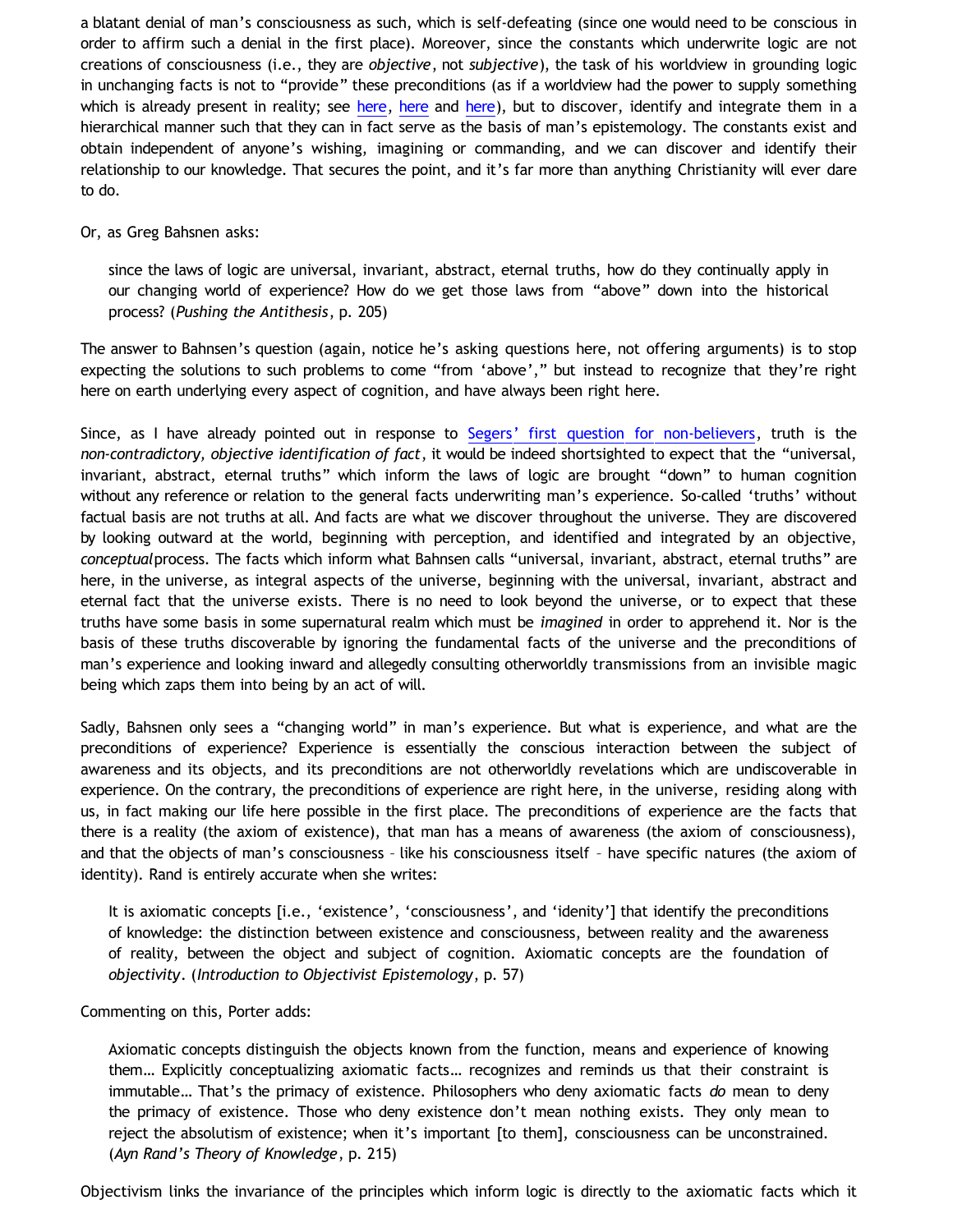a blatant denial of man's consciousness as such, which is self-defeating (since one would need to be conscious in order to affirm such a denial in the first place). Moreover, since the constants which underwrite logic are not creations of consciousness (i.e., they are *objective*, not *subjective*), the task of his worldview in grounding logic in unchanging facts is not to "provide" these preconditions (as if a worldview had the power to supply something which is already present in reality; see here, here and here), but to discover, identify and integrate them in a hierarchical manner such that they can in fact serve as the basis of man's epistemology. The constants exist and obtain independent of anyone's wishing, imagining or commanding, and we can discover and identify their relationship to our knowledge. That secures the point, and it's far more than anything Christianity will ever dare to do.

Or, as Greg Bahsnen asks:

> since the laws of logic are universal, invariant, abstract, eternal truths, how do they continually apply in our changing world of experience? How do we get those laws from "above" down into the historical process? (*Pushing the Antithesis*, p. 205)

The answer to Bahnsen's question (again, notice he's asking questions here, not offering arguments) is to stop expecting the solutions to such problems to come "from 'above'," but instead to recognize that they're right here on earth underlying every aspect of cognition, and have always been right here.

Since, as I have already pointed out in response to Segers' first question for non-believers, truth is the *non-contradictory, objective identification of fact*, it would be indeed shortsighted to expect that the "universal, invariant, abstract, eternal truths" which inform the laws of logic are brought "down" to human cognition without any reference or relation to the general facts underwriting man's experience. So-called 'truths' without factual basis are not truths at all. And facts are what we discover throughout the universe. They are discovered by looking outward at the world, beginning with perception, and identified and integrated by an objective, *conceptual* process. The facts which inform what Bahnsen calls "universal, invariant, abstract, eternal truths" are here, in the universe, as integral aspects of the universe, beginning with the universal, invariant, abstract and eternal fact that the universe exists. There is no need to look beyond the universe, or to expect that these truths have some basis in some supernatural realm which must be *imagined* in order to apprehend it. Nor is the basis of these truths discoverable by ignoring the fundamental facts of the universe and the preconditions of man's experience and looking inward and allegedly consulting otherworldly transmissions from an invisible magic being which zaps them into being by an act of will.

Sadly, Bahsnen only sees a "changing world" in man's experience. But what is experience, and what are the preconditions of experience? Experience is essentially the conscious interaction between the subject of awareness and its objects, and its preconditions are not otherworldly revelations which are undiscoverable in experience. On the contrary, the preconditions of experience are right here, in the universe, residing along with us, in fact making our life here possible in the first place. The preconditions of experience are the facts that there is a reality (the axiom of existence), that man has a means of awareness (the axiom of consciousness), and that the objects of man's consciousness – like his consciousness itself – have specific natures (the axiom of identity). Rand is entirely accurate when she writes:

> It is axiomatic concepts [i.e., 'existence', 'consciousness', and 'idenity'] that identify the preconditions of knowledge: the distinction between existence and consciousness, between reality and the awareness of reality, between the object and subject of cognition. Axiomatic concepts are the foundation of *objectivity*. (*Introduction to Objectivist Epistemology*, p. 57)

Commenting on this, Porter adds:

> Axiomatic concepts distinguish the objects known from the function, means and experience of knowing them… Explicitly conceptualizing axiomatic facts… recognizes and reminds us that their constraint is immutable… That's the primacy of existence. Philosophers who deny axiomatic facts *do* mean to deny the primacy of existence. Those who deny existence don't mean nothing exists. They only mean to reject the absolutism of existence; when it's important [to them], consciousness can be unconstrained. (*Ayn Rand's Theory of Knowledge*, p. 215)

Objectivism links the invariance of the principles which inform logic is directly to the axiomatic facts which it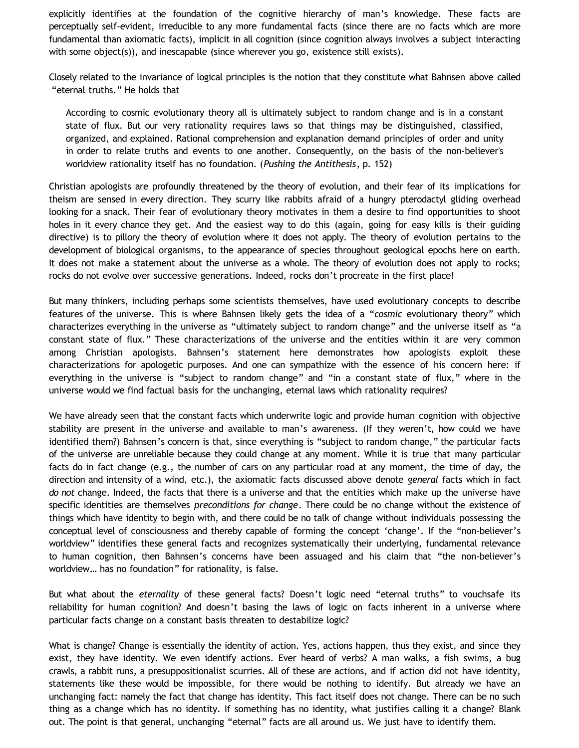explicitly identifies at the foundation of the cognitive hierarchy of man's knowledge. These facts are perceptually self-evident, irreducible to any more fundamental facts (since there are no facts which are more fundamental than axiomatic facts), implicit in all cognition (since cognition always involves a subject interacting with some object(s)), and inescapable (since wherever you go, existence still exists).

Closely related to the invariance of logical principles is the notion that they constitute what Bahnsen above called "eternal truths." He holds that

> According to cosmic evolutionary theory all is ultimately subject to random change and is in a constant state of flux. But our very rationality requires laws so that things may be distinguished, classified, organized, and explained. Rational comprehension and explanation demand principles of order and unity in order to relate truths and events to one another. Consequently, on the basis of the non-believer's worldview rationality itself has no foundation. (*Pushing the Antithesis*, p. 152)

Christian apologists are profoundly threatened by the theory of evolution, and their fear of its implications for theism are sensed in every direction. They scurry like rabbits afraid of a hungry pterodactyl gliding overhead looking for a snack. Their fear of evolutionary theory motivates in them a desire to find opportunities to shoot holes in it every chance they get. And the easiest way to do this (again, going for easy kills is their guiding directive) is to pillory the theory of evolution where it does not apply. The theory of evolution pertains to the development of biological organisms, to the appearance of species throughout geological epochs here on earth. It does not make a statement about the universe as a whole. The theory of evolution does not apply to rocks; rocks do not evolve over successive generations. Indeed, rocks don't procreate in the first place!

But many thinkers, including perhaps some scientists themselves, have used evolutionary concepts to describe features of the universe. This is where Bahnsen likely gets the idea of a "*cosmic* evolutionary theory" which characterizes everything in the universe as "ultimately subject to random change" and the universe itself as "a constant state of flux." These characterizations of the universe and the entities within it are very common among Christian apologists. Bahnsen's statement here demonstrates how apologists exploit these characterizations for apologetic purposes. And one can sympathize with the essence of his concern here: if everything in the universe is "subject to random change" and "in a constant state of flux," where in the universe would we find factual basis for the unchanging, eternal laws which rationality requires?

We have already seen that the constant facts which underwrite logic and provide human cognition with objective stability are present in the universe and available to man's awareness. (If they weren't, how could we have identified them?) Bahnsen's concern is that, since everything is "subject to random change," the particular facts of the universe are unreliable because they could change at any moment. While it is true that many particular facts do in fact change (e.g., the number of cars on any particular road at any moment, the time of day, the direction and intensity of a wind, etc.), the axiomatic facts discussed above denote *general* facts which in fact *do not* change. Indeed, the facts that there is a universe and that the entities which make up the universe have specific identities are themselves *preconditions for change*. There could be no change without the existence of things which have identity to begin with, and there could be no talk of change without individuals possessing the conceptual level of consciousness and thereby capable of forming the concept 'change'. If the "non-believer's worldview" identifies these general facts and recognizes systematically their underlying, fundamental relevance to human cognition, then Bahnsen's concerns have been assuaged and his claim that "the non-believer's worldview… has no foundation" for rationality, is false.

But what about the *eternality* of these general facts? Doesn't logic need "eternal truths" to vouchsafe its reliability for human cognition? And doesn't basing the laws of logic on facts inherent in a universe where particular facts change on a constant basis threaten to destabilize logic?

What is change? Change is essentially the identity of action. Yes, actions happen, thus they exist, and since they exist, they have identity. We even identify actions. Ever heard of verbs? A man walks, a fish swims, a bug crawls, a rabbit runs, a presuppositionalist scurries. All of these are actions, and if action did not have identity, statements like these would be impossible, for there would be nothing to identify. But already we have an unchanging fact: namely the fact that change has identity. This fact itself does not change. There can be no such thing as a change which has no identity. If something has no identity, what justifies calling it a change? Blank out. The point is that general, unchanging "eternal" facts are all around us. We just have to identify them.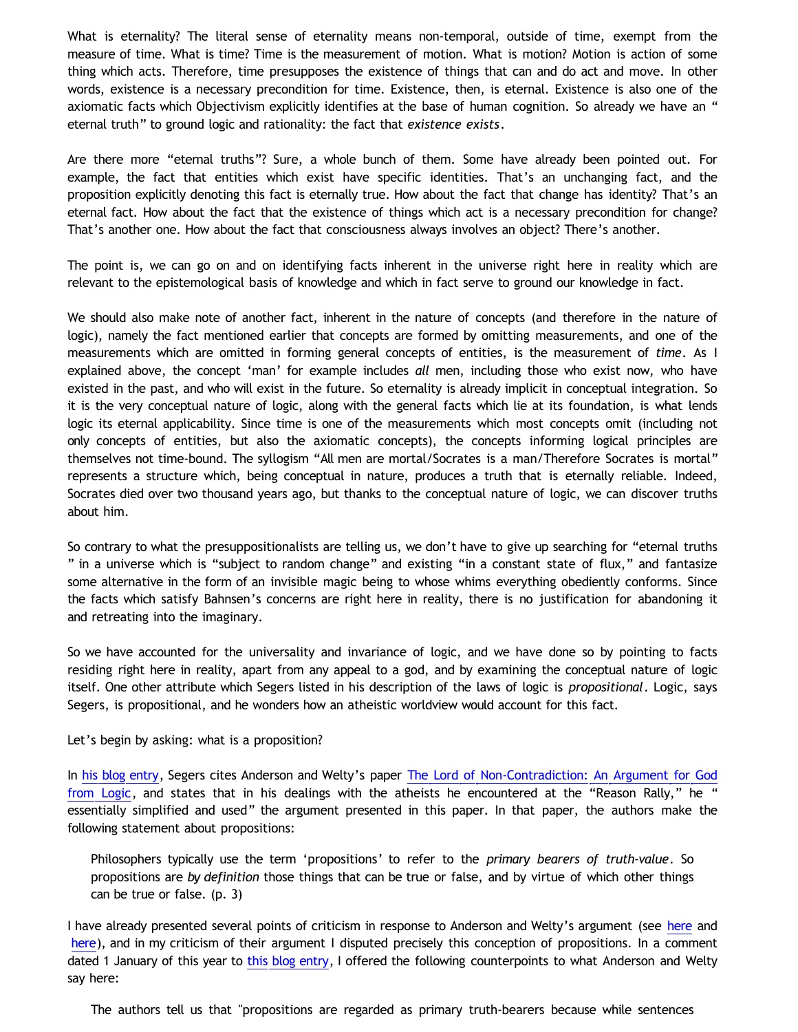What is eternality? The literal sense of eternality means non-temporal, outside of time, exempt from the measure of time. What is time? Time is the measurement of motion. What is motion? Motion is action of some thing which acts. Therefore, time presupposes the existence of things that can and do act and move. In other words, existence is a necessary precondition for time. Existence, then, is eternal. Existence is also one of the axiomatic facts which Objectivism explicitly identifies at the base of human cognition. So already we have an "eternal truth" to ground logic and rationality: the fact that *existence exists*.

Are there more "eternal truths"? Sure, a whole bunch of them. Some have already been pointed out. For example, the fact that entities which exist have specific identities. That's an unchanging fact, and the proposition explicitly denoting this fact is eternally true. How about the fact that change has identity? That's an eternal fact. How about the fact that the existence of things which act is a necessary precondition for change? That's another one. How about the fact that consciousness always involves an object? There's another.

The point is, we can go on and on identifying facts inherent in the universe right here in reality which are relevant to the epistemological basis of knowledge and which in fact serve to ground our knowledge in fact.

We should also make note of another fact, inherent in the nature of concepts (and therefore in the nature of logic), namely the fact mentioned earlier that concepts are formed by omitting measurements, and one of the measurements which are omitted in forming general concepts of entities, is the measurement of *time*. As I explained above, the concept 'man' for example includes *all* men, including those who exist now, who have existed in the past, and who will exist in the future. So eternality is already implicit in conceptual integration. So it is the very conceptual nature of logic, along with the general facts which lie at its foundation, is what lends logic its eternal applicability. Since time is one of the measurements which most concepts omit (including not only concepts of entities, but also the axiomatic concepts), the concepts informing logical principles are themselves not time-bound. The syllogism "All men are mortal/Socrates is a man/Therefore Socrates is mortal" represents a structure which, being conceptual in nature, produces a truth that is eternally reliable. Indeed, Socrates died over two thousand years ago, but thanks to the conceptual nature of logic, we can discover truths about him.

So contrary to what the presuppositionalists are telling us, we don't have to give up searching for "eternal truths" in a universe which is "subject to random change" and existing "in a constant state of flux," and fantasize some alternative in the form of an invisible magic being to whose whims everything obediently conforms. Since the facts which satisfy Bahnsen's concerns are right here in reality, there is no justification for abandoning it and retreating into the imaginary.

So we have accounted for the universality and invariance of logic, and we have done so by pointing to facts residing right here in reality, apart from any appeal to a god, and by examining the conceptual nature of logic itself. One other attribute which Segers listed in his description of the laws of logic is *propositional*. Logic, says Segers, is propositional, and he wonders how an atheistic worldview would account for this fact.

Let's begin by asking: what is a proposition?

In his blog entry, Segers cites Anderson and Welty's paper The Lord of Non-Contradiction: An Argument for God from Logic, and states that in his dealings with the atheists he encountered at the "Reason Rally," he "essentially simplified and used" the argument presented in this paper. In that paper, the authors make the following statement about propositions:

> Philosophers typically use the term 'propositions' to refer to the *primary bearers of truth-value*. So propositions are *by definition* those things that can be true or false, and by virtue of which other things can be true or false. (p. 3)

I have already presented several points of criticism in response to Anderson and Welty's argument (see here and here), and in my criticism of their argument I disputed precisely this conception of propositions. In a comment dated 1 January of this year to this blog entry, I offered the following counterpoints to what Anderson and Welty say here:

> The authors tell us that "propositions are regarded as primary truth-bearers because while sentences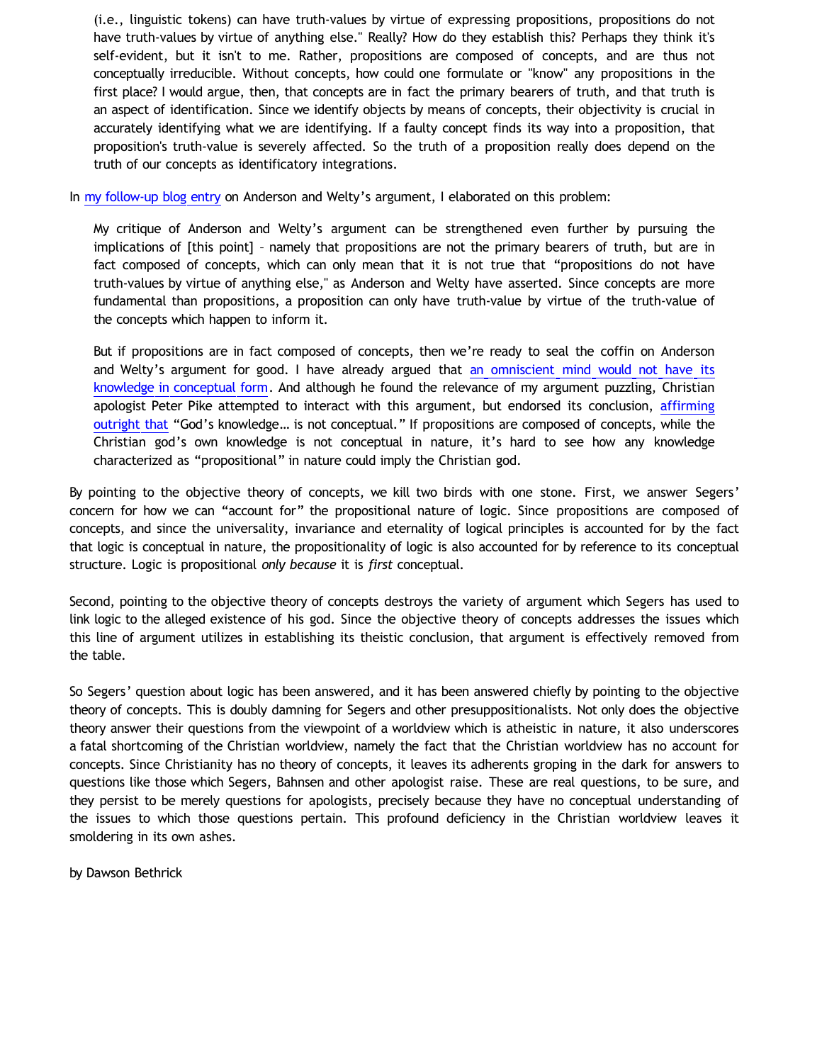> (i.e., linguistic tokens) can have truth-values by virtue of expressing propositions, propositions do not have truth-values by virtue of anything else." Really? How do they establish this? Perhaps they think it's self-evident, but it isn't to me. Rather, propositions are composed of concepts, and are thus not conceptually irreducible. Without concepts, how could one formulate or "know" any propositions in the first place? I would argue, then, that concepts are in fact the primary bearers of truth, and that truth is an aspect of identification. Since we identify objects by means of concepts, their objectivity is crucial in accurately identifying what we are identifying. If a faulty concept finds its way into a proposition, that proposition's truth-value is severely affected. So the truth of a proposition really does depend on the truth of our concepts as identificatory integrations.

In my follow-up blog entry on Anderson and Welty's argument, I elaborated on this problem:

> My critique of Anderson and Welty's argument can be strengthened even further by pursuing the implications of [this point] – namely that propositions are not the primary bearers of truth, but are in fact composed of concepts, which can only mean that it is not true that "propositions do not have truth-values by virtue of anything else," as Anderson and Welty have asserted. Since concepts are more fundamental than propositions, a proposition can only have truth-value by virtue of the truth-value of the concepts which happen to inform it.
>
> But if propositions are in fact composed of concepts, then we're ready to seal the coffin on Anderson and Welty's argument for good. I have already argued that an omniscient mind would not have its knowledge in conceptual form. And although he found the relevance of my argument puzzling, Christian apologist Peter Pike attempted to interact with this argument, but endorsed its conclusion, affirming outright that "God's knowledge… is not conceptual." If propositions are composed of concepts, while the Christian god's own knowledge is not conceptual in nature, it's hard to see how any knowledge characterized as "propositional" in nature could imply the Christian god.

By pointing to the objective theory of concepts, we kill two birds with one stone. First, we answer Segers' concern for how we can "account for" the propositional nature of logic. Since propositions are composed of concepts, and since the universality, invariance and eternality of logical principles is accounted for by the fact that logic is conceptual in nature, the propositionality of logic is also accounted for by reference to its conceptual structure. Logic is propositional *only because* it is *first* conceptual.

Second, pointing to the objective theory of concepts destroys the variety of argument which Segers has used to link logic to the alleged existence of his god. Since the objective theory of concepts addresses the issues which this line of argument utilizes in establishing its theistic conclusion, that argument is effectively removed from the table.

So Segers' question about logic has been answered, and it has been answered chiefly by pointing to the objective theory of concepts. This is doubly damning for Segers and other presuppositionalists. Not only does the objective theory answer their questions from the viewpoint of a worldview which is atheistic in nature, it also underscores a fatal shortcoming of the Christian worldview, namely the fact that the Christian worldview has no account for concepts. Since Christianity has no theory of concepts, it leaves its adherents groping in the dark for answers to questions like those which Segers, Bahnsen and other apologist raise. These are real questions, to be sure, and they persist to be merely questions for apologists, precisely because they have no conceptual understanding of the issues to which those questions pertain. This profound deficiency in the Christian worldview leaves it smoldering in its own ashes.

by Dawson Bethrick